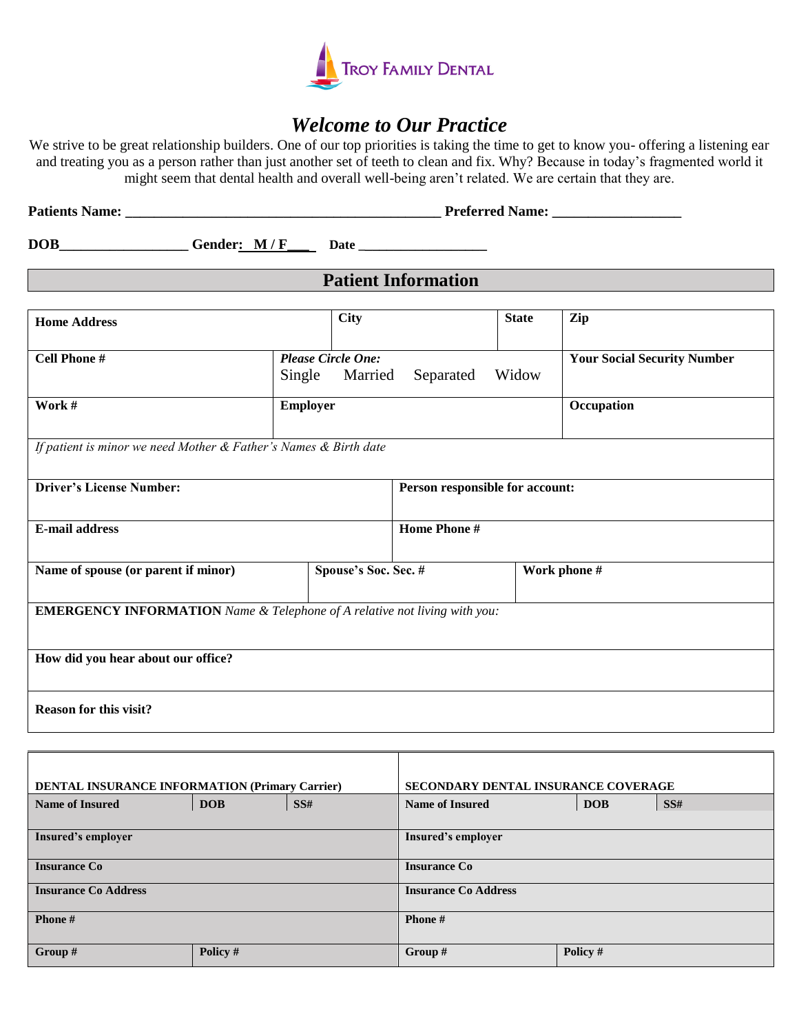TROY FAMILY DENTAL

# *Welcome to Our Practice*

We strive to be great relationship builders. One of our top priorities is taking the time to get to know you- offering a listening ear and treating you as a person rather than just another set of teeth to clean and fix. Why? Because in today's fragmented world it might seem that dental health and overall well-being aren't related. We are certain that they are.

**Patients Name:** _____________________________________________ **Preferred Name:** __________________

**DOB**__________________ **Gender:** **M / F**___ **Date** ___________________

## Patient Information

| **Home Address** | **City** | **State** | **Zip** |
|---|---|---|---|

| **Cell Phone #** | ***Please Circle One:*** Single Married Separated Widow | **Your Social Security Number** |
|---|---|---|
| **Work #** | **Employer** | **Occupation** |

| *If patient is minor we need Mother & Father's Names & Birth date* | |
|---|---|
| **Driver's License Number:** | **Person responsible for account:** |
| **E-mail address** | **Home Phone #** |

| **Name of spouse (or parent if minor)** | **Spouse's Soc. Sec. #** | **Work phone #** |
|---|---|---|

**EMERGENCY INFORMATION** *Name & Telephone of A relative not living with you:*

**How did you hear about our office?**

**Reason for this visit?**

| **DENTAL INSURANCE INFORMATION (Primary Carrier)** | | | **SECONDARY DENTAL INSURANCE COVERAGE** | | |
|---|---|---|---|---|---|
| **Name of Insured** | **DOB** | **SS#** | **Name of Insured** | **DOB** | **SS#** |
| **Insured's employer** | | | **Insured's employer** | | |
| **Insurance Co** | | | **Insurance Co** | | |
| **Insurance Co Address** | | | **Insurance Co Address** | | |
| **Phone #** | | | **Phone #** | | |
| **Group #** | **Policy #** | | **Group #** | **Policy #** | |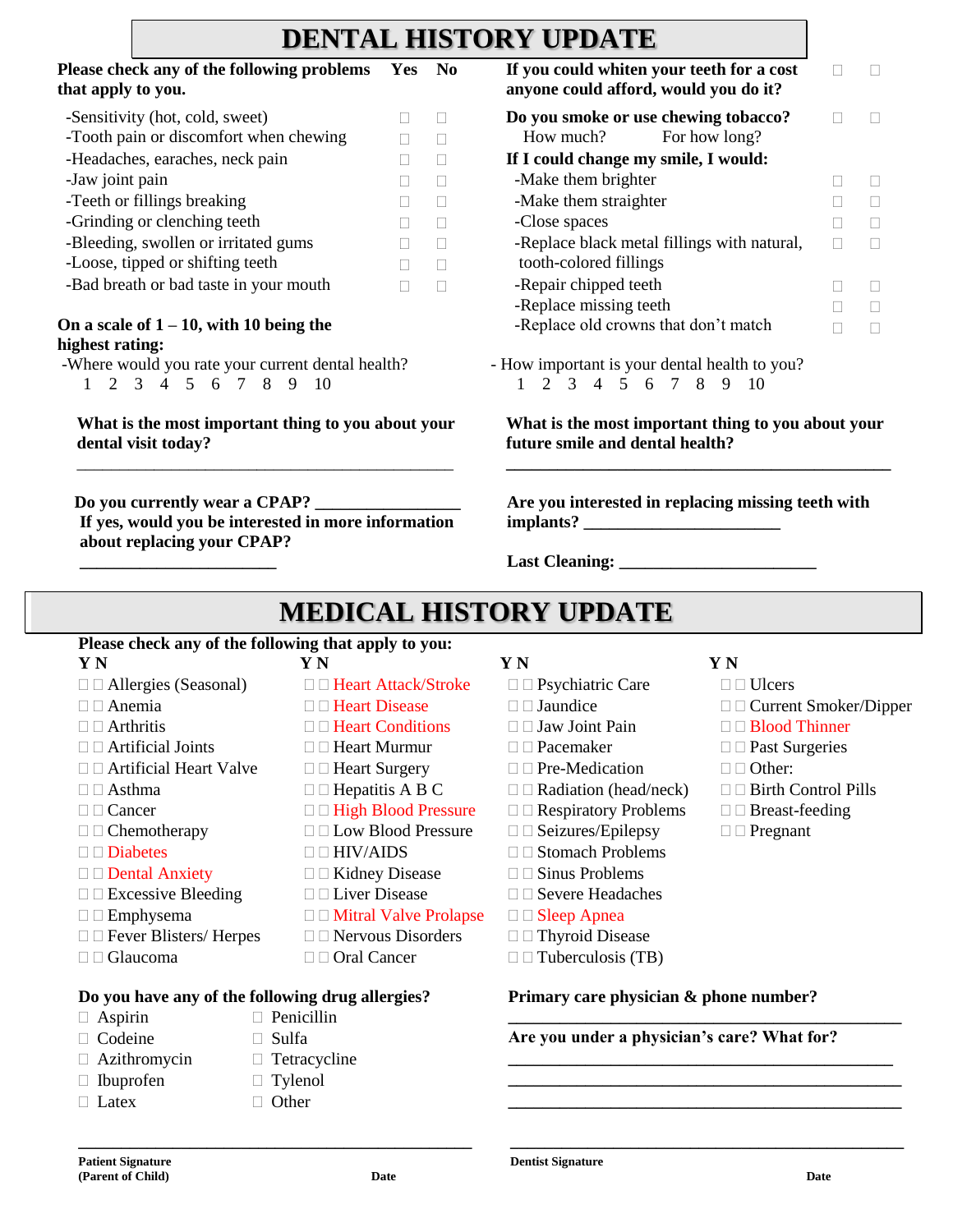# DENTAL HISTORY UPDATE

| Please check any of the following problems that apply to you. | Yes | No |
|---|---|---|
| -Sensitivity (hot, cold, sweet) | ☐ | ☐ |
| -Tooth pain or discomfort when chewing | ☐ | ☐ |
| -Headaches, earaches, neck pain | ☐ | ☐ |
| -Jaw joint pain | ☐ | ☐ |
| -Teeth or fillings breaking | ☐ | ☐ |
| -Grinding or clenching teeth | ☐ | ☐ |
| -Bleeding, swollen or irritated gums | ☐ | ☐ |
| -Loose, tipped or shifting teeth | ☐ | ☐ |
| -Bad breath or bad taste in your mouth | ☐ | ☐ |

**On a scale of 1 – 10, with 10 being the highest rating:**

-Where would you rate your current dental health?

1 2 3 4 5 6 7 8 9 10

**What is the most important thing to you about your dental visit today?**

_______________________________________________

**Do you currently wear a CPAP?** _________________

**If yes, would you be interested in more information about replacing your CPAP?**

________________________

| | | |
|---|---|---|
| **If you could whiten your teeth for a cost anyone could afford, would you do it?** | ☐ | ☐ |
| **Do you smoke or use chewing tobacco?** | ☐ | ☐ |
| How much? For how long? | | |
| **If I could change my smile, I would:** | | |
| -Make them brighter | ☐ | ☐ |
| -Make them straighter | ☐ | ☐ |
| -Close spaces | ☐ | ☐ |
| -Replace black metal fillings with natural, tooth-colored fillings | ☐ | ☐ |
| -Repair chipped teeth | ☐ | ☐ |
| -Replace missing teeth | ☐ | ☐ |
| -Replace old crowns that don't match | ☐ | ☐ |

- How important is your dental health to you?

1 2 3 4 5 6 7 8 9 10

**What is the most important thing to you about your future smile and dental health?**

_______________________________________________

**Are you interested in replacing missing teeth with implants?** ______________________

**Last Cleaning:** ______________________

# MEDICAL HISTORY UPDATE

**Please check any of the following that apply to you:**

| Y N | | Y N | | Y N | | Y N | |
|---|---|---|---|---|---|---|---|
| ☐ ☐ | Allergies (Seasonal) | ☐ ☐ | Heart Attack/Stroke | ☐ ☐ | Psychiatric Care | ☐ ☐ | Ulcers |
| ☐ ☐ | Anemia | ☐ ☐ | Heart Disease | ☐ ☐ | Jaundice | ☐ ☐ | Current Smoker/Dipper |
| ☐ ☐ | Arthritis | ☐ ☐ | Heart Conditions | ☐ ☐ | Jaw Joint Pain | ☐ ☐ | Blood Thinner |
| ☐ ☐ | Artificial Joints | ☐ ☐ | Heart Murmur | ☐ ☐ | Pacemaker | ☐ ☐ | Past Surgeries |
| ☐ ☐ | Artificial Heart Valve | ☐ ☐ | Heart Surgery | ☐ ☐ | Pre-Medication | ☐ ☐ | Other: |
| ☐ ☐ | Asthma | ☐ ☐ | Hepatitis A B C | ☐ ☐ | Radiation (head/neck) | ☐ ☐ | Birth Control Pills |
| ☐ ☐ | Cancer | ☐ ☐ | High Blood Pressure | ☐ ☐ | Respiratory Problems | ☐ ☐ | Breast-feeding |
| ☐ ☐ | Chemotherapy | ☐ ☐ | Low Blood Pressure | ☐ ☐ | Seizures/Epilepsy | ☐ ☐ | Pregnant |
| ☐ ☐ | Diabetes | ☐ ☐ | HIV/AIDS | ☐ ☐ | Stomach Problems | | |
| ☐ ☐ | Dental Anxiety | ☐ ☐ | Kidney Disease | ☐ ☐ | Sinus Problems | | |
| ☐ ☐ | Excessive Bleeding | ☐ ☐ | Liver Disease | ☐ ☐ | Severe Headaches | | |
| ☐ ☐ | Emphysema | ☐ ☐ | Mitral Valve Prolapse | ☐ ☐ | Sleep Apnea | | |
| ☐ ☐ | Fever Blisters/ Herpes | ☐ ☐ | Nervous Disorders | ☐ ☐ | Thyroid Disease | | |
| ☐ ☐ | Glaucoma | ☐ ☐ | Oral Cancer | ☐ ☐ | Tuberculosis (TB) | | |

**Do you have any of the following drug allergies?**

| | |
|---|---|
| ☐ Aspirin | ☐ Penicillin |
| ☐ Codeine | ☐ Sulfa |
| ☐ Azithromycin | ☐ Tetracycline |
| ☐ Ibuprofen | ☐ Tylenol |
| ☐ Latex | ☐ Other |

**Primary care physician & phone number?**

_______________________________________________

**Are you under a physician's care? What for?**

_______________________________________________

_______________________________________________

_______________________________________________

_______________________________________________

**Patient Signature (Parent of Child)** **Date**

_______________________________________________

**Dentist Signature** **Date**